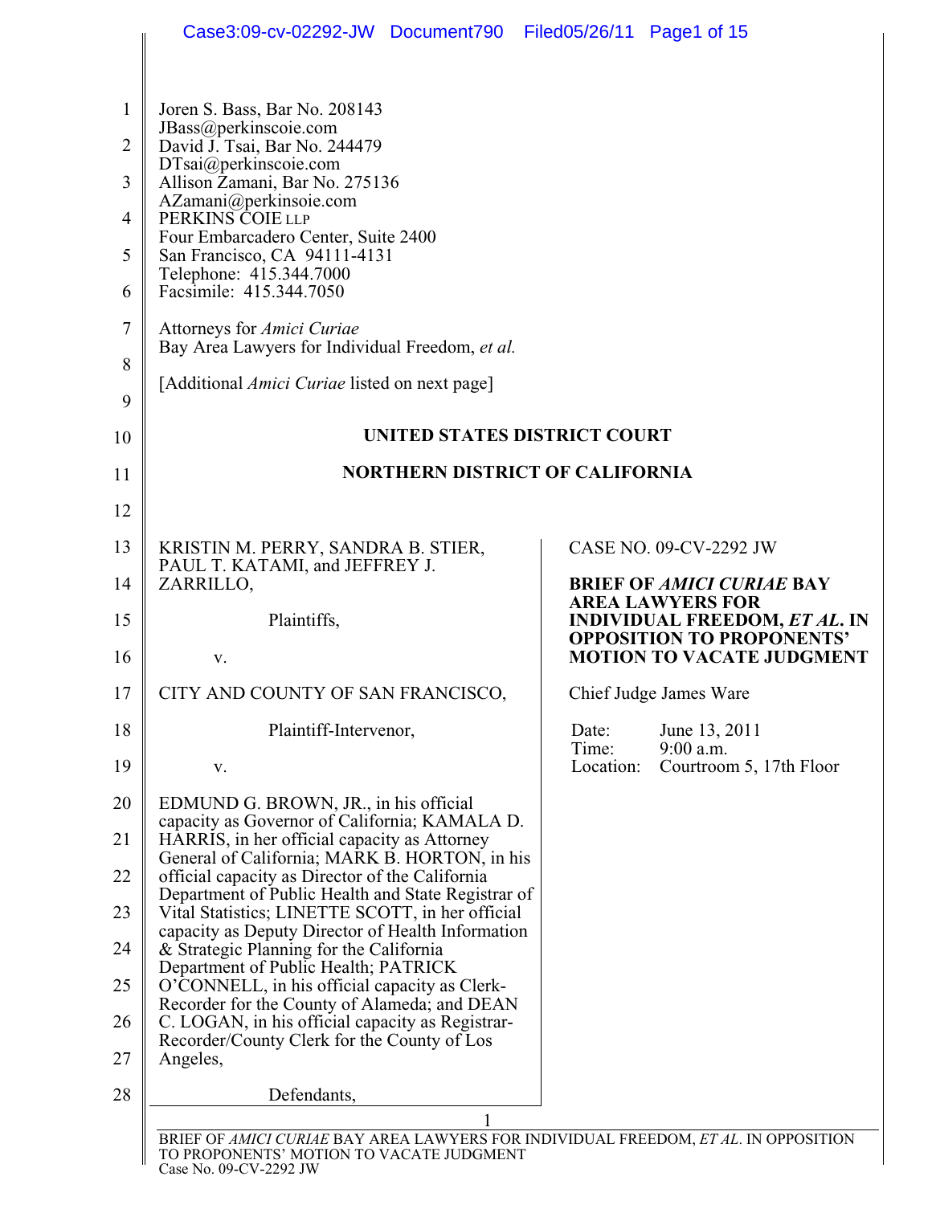Joren S. Bass, Bar No. 208143
JBass@perkinscoie.com
David J. Tsai, Bar No. 244479
DTsai@perkinscoie.com
Allison Zamani, Bar No. 275136
AZamani@perkinsoie.com
PERKINS COIE LLP
Four Embarcadero Center, Suite 2400
San Francisco, CA 94111-4131
Telephone: 415.344.7000
Facsimile: 415.344.7050

Attorneys for *Amici Curiae*
Bay Area Lawyers for Individual Freedom, *et al.*

[Additional *Amici Curiae* listed on next page]

**UNITED STATES DISTRICT COURT**

**NORTHERN DISTRICT OF CALIFORNIA**

KRISTIN M. PERRY, SANDRA B. STIER, PAUL T. KATAMI, and JEFFREY J. ZARRILLO,

Plaintiffs,

v.

CITY AND COUNTY OF SAN FRANCISCO,

Plaintiff-Intervenor,

v.

EDMUND G. BROWN, JR., in his official capacity as Governor of California; KAMALA D. HARRIS, in her official capacity as Attorney General of California; MARK B. HORTON, in his official capacity as Director of the California Department of Public Health and State Registrar of Vital Statistics; LINETTE SCOTT, in her official capacity as Deputy Director of Health Information & Strategic Planning for the California Department of Public Health; PATRICK O'CONNELL, in his official capacity as Clerk-Recorder for the County of Alameda; and DEAN C. LOGAN, in his official capacity as Registrar-Recorder/County Clerk for the County of Los Angeles,

Defendants,

CASE NO. 09-CV-2292 JW

**BRIEF OF *AMICI CURIAE* BAY AREA LAWYERS FOR INDIVIDUAL FREEDOM, *ET AL.* IN OPPOSITION TO PROPONENTS' MOTION TO VACATE JUDGMENT**

Chief Judge James Ware

Date: June 13, 2011
Time: 9:00 a.m.
Location: Courtroom 5, 17th Floor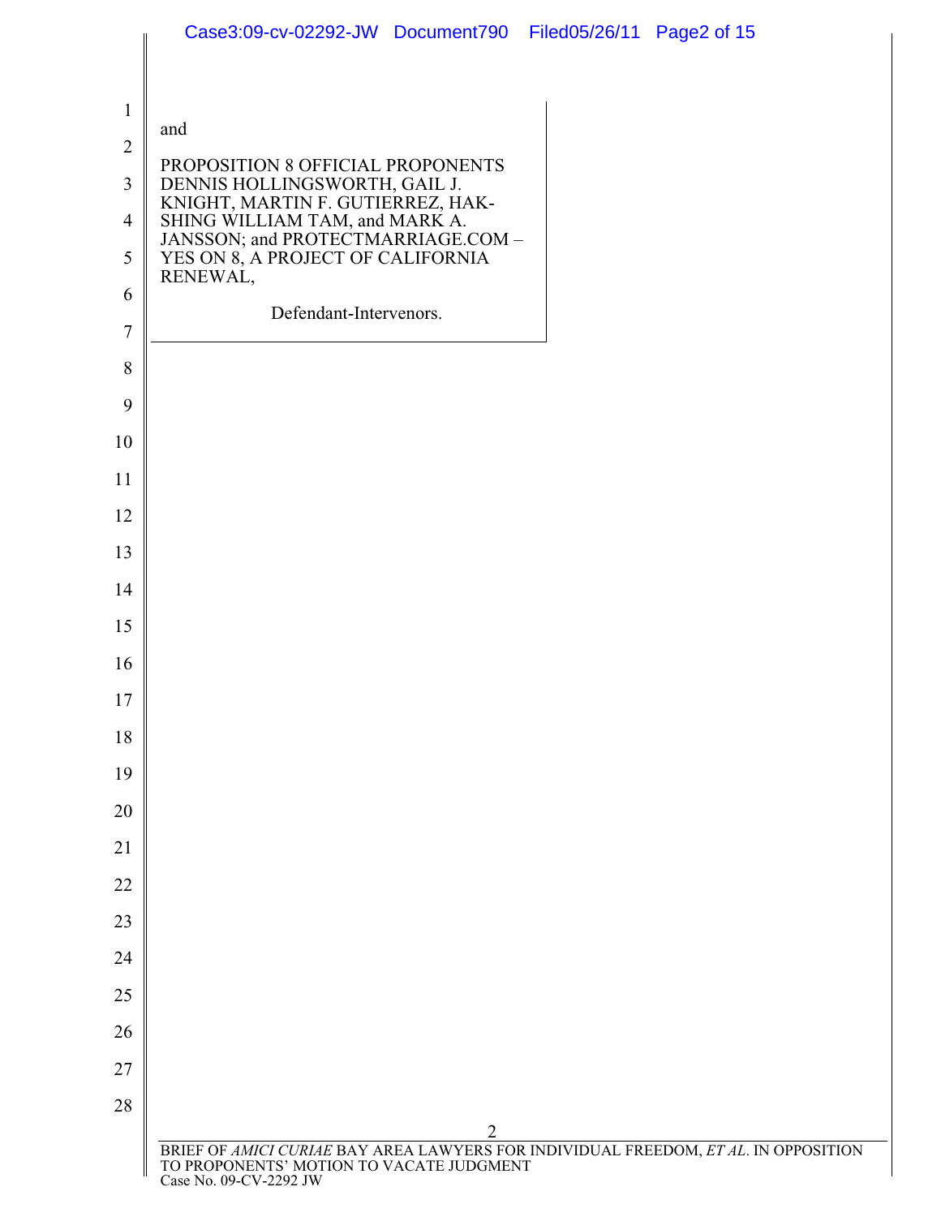and

PROPOSITION 8 OFFICIAL PROPONENTS DENNIS HOLLINGSWORTH, GAIL J. KNIGHT, MARTIN F. GUTIERREZ, HAK-SHING WILLIAM TAM, and MARK A. JANSSON; and PROTECTMARRIAGE.COM – YES ON 8, A PROJECT OF CALIFORNIA RENEWAL,

Defendant-Intervenors.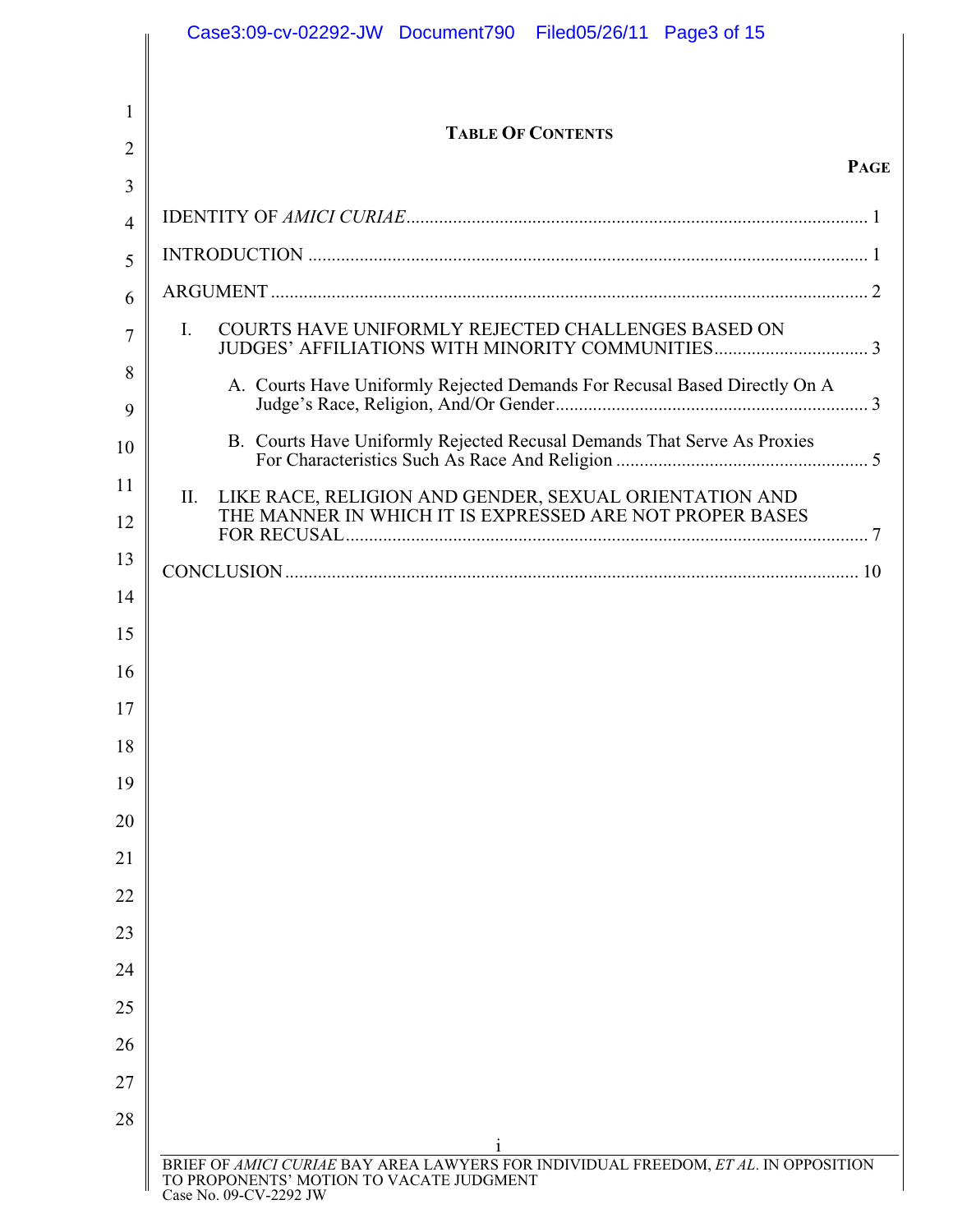## TABLE OF CONTENTS

| | PAGE |
|---|---|
| IDENTITY OF *AMICI CURIAE* | 1 |
| INTRODUCTION | 1 |
| ARGUMENT | 2 |
| I. COURTS HAVE UNIFORMLY REJECTED CHALLENGES BASED ON JUDGES' AFFILIATIONS WITH MINORITY COMMUNITIES | 3 |
| A. Courts Have Uniformly Rejected Demands For Recusal Based Directly On A Judge's Race, Religion, And/Or Gender | 3 |
| B. Courts Have Uniformly Rejected Recusal Demands That Serve As Proxies For Characteristics Such As Race And Religion | 5 |
| II. LIKE RACE, RELIGION AND GENDER, SEXUAL ORIENTATION AND THE MANNER IN WHICH IT IS EXPRESSED ARE NOT PROPER BASES FOR RECUSAL | 7 |
| CONCLUSION | 10 |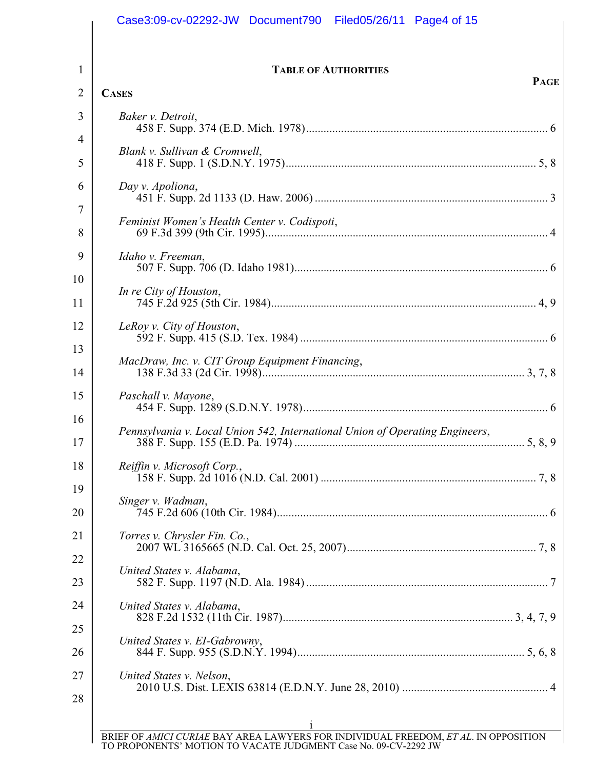# TABLE OF AUTHORITIES

**PAGE**

## CASES

*Baker v. Detroit*,
458 F. Supp. 374 (E.D. Mich. 1978) .......... 6

*Blank v. Sullivan & Cromwell*,
418 F. Supp. 1 (S.D.N.Y. 1975) .......... 5, 8

*Day v. Apoliona*,
451 F. Supp. 2d 1133 (D. Haw. 2006) .......... 3

*Feminist Women's Health Center v. Codispoti*,
69 F.3d 399 (9th Cir. 1995) .......... 4

*Idaho v. Freeman*,
507 F. Supp. 706 (D. Idaho 1981) .......... 6

*In re City of Houston*,
745 F.2d 925 (5th Cir. 1984) .......... 4, 9

*LeRoy v. City of Houston*,
592 F. Supp. 415 (S.D. Tex. 1984) .......... 6

*MacDraw, Inc. v. CIT Group Equipment Financing*,
138 F.3d 33 (2d Cir. 1998) .......... 3, 7, 8

*Paschall v. Mayone*,
454 F. Supp. 1289 (S.D.N.Y. 1978) .......... 6

*Pennsylvania v. Local Union 542, International Union of Operating Engineers*,
388 F. Supp. 155 (E.D. Pa. 1974) .......... 5, 8, 9

*Reiffin v. Microsoft Corp.*,
158 F. Supp. 2d 1016 (N.D. Cal. 2001) .......... 7, 8

*Singer v. Wadman*,
745 F.2d 606 (10th Cir. 1984) .......... 6

*Torres v. Chrysler Fin. Co.*,
2007 WL 3165665 (N.D. Cal. Oct. 25, 2007) .......... 7, 8

*United States v. Alabama*,
582 F. Supp. 1197 (N.D. Ala. 1984) .......... 7

*United States v. Alabama*,
828 F.2d 1532 (11th Cir. 1987) .......... 3, 4, 7, 9

*United States v. EI-Gabrowny*,
844 F. Supp. 955 (S.D.N.Y. 1994) .......... 5, 6, 8

*United States v. Nelson*,
2010 U.S. Dist. LEXIS 63814 (E.D.N.Y. June 28, 2010) .......... 4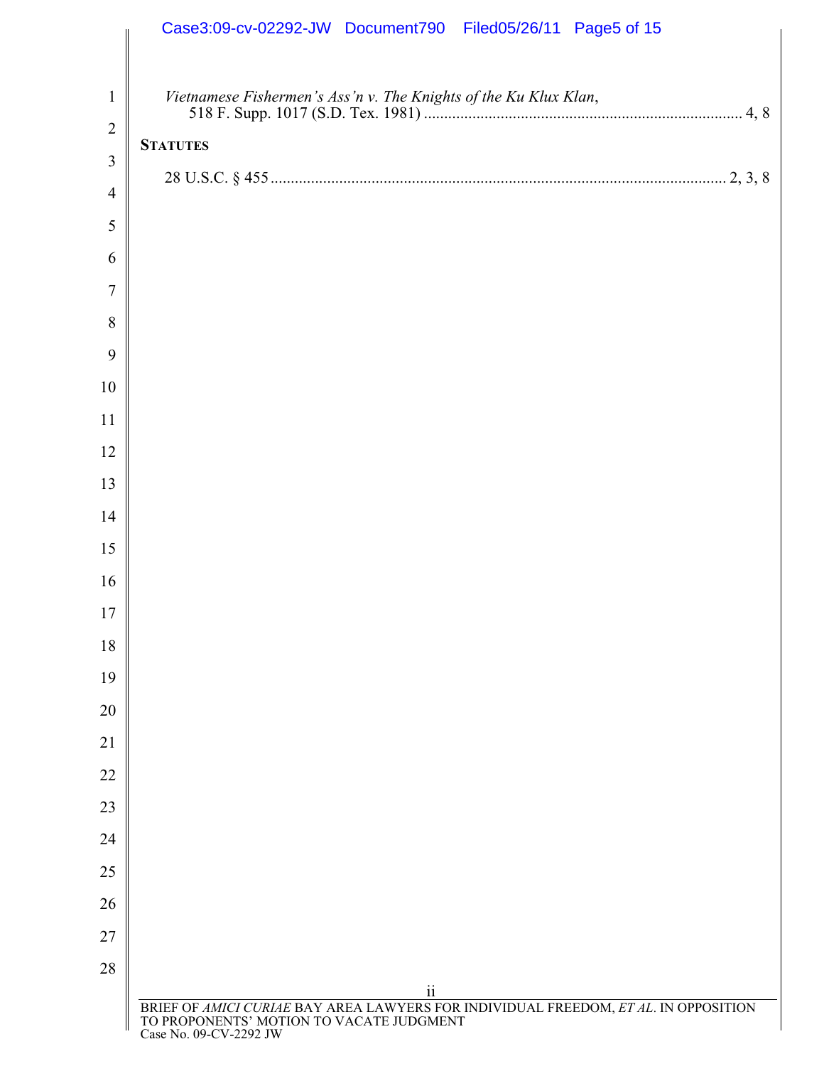*Vietnamese Fishermen's Ass'n v. The Knights of the Ku Klux Klan*,
518 F. Supp. 1017 (S.D. Tex. 1981) ........................................................................... 4, 8

**STATUTES**

28 U.S.C. § 455 ........................................................................................................... 2, 3, 8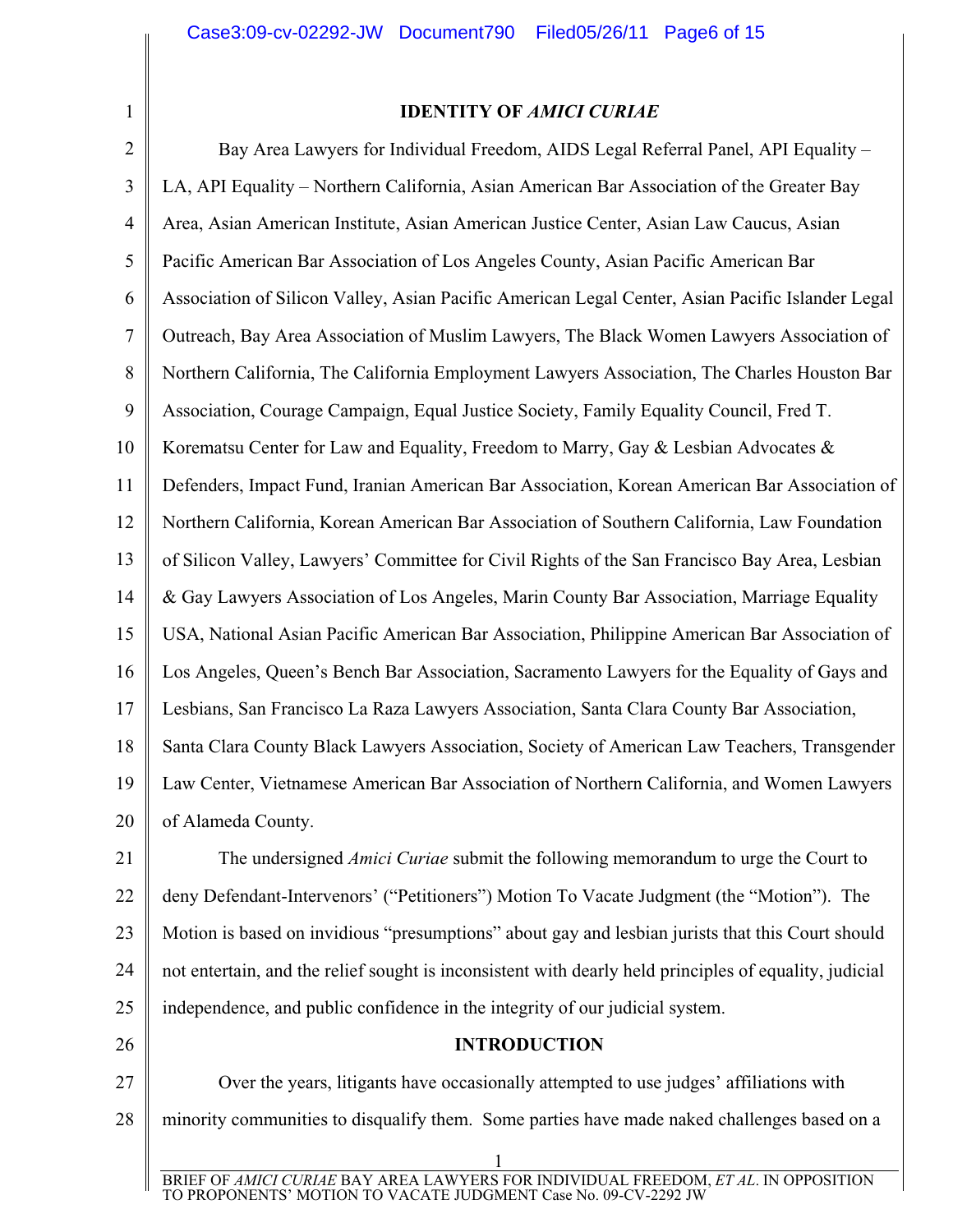## IDENTITY OF *AMICI CURIAE*

Bay Area Lawyers for Individual Freedom, AIDS Legal Referral Panel, API Equality – LA, API Equality – Northern California, Asian American Bar Association of the Greater Bay Area, Asian American Institute, Asian American Justice Center, Asian Law Caucus, Asian Pacific American Bar Association of Los Angeles County, Asian Pacific American Bar Association of Silicon Valley, Asian Pacific American Legal Center, Asian Pacific Islander Legal Outreach, Bay Area Association of Muslim Lawyers, The Black Women Lawyers Association of Northern California, The California Employment Lawyers Association, The Charles Houston Bar Association, Courage Campaign, Equal Justice Society, Family Equality Council, Fred T. Korematsu Center for Law and Equality, Freedom to Marry, Gay & Lesbian Advocates & Defenders, Impact Fund, Iranian American Bar Association, Korean American Bar Association of Northern California, Korean American Bar Association of Southern California, Law Foundation of Silicon Valley, Lawyers' Committee for Civil Rights of the San Francisco Bay Area, Lesbian & Gay Lawyers Association of Los Angeles, Marin County Bar Association, Marriage Equality USA, National Asian Pacific American Bar Association, Philippine American Bar Association of Los Angeles, Queen's Bench Bar Association, Sacramento Lawyers for the Equality of Gays and Lesbians, San Francisco La Raza Lawyers Association, Santa Clara County Bar Association, Santa Clara County Black Lawyers Association, Society of American Law Teachers, Transgender Law Center, Vietnamese American Bar Association of Northern California, and Women Lawyers of Alameda County.

The undersigned *Amici Curiae* submit the following memorandum to urge the Court to deny Defendant-Intervenors' ("Petitioners") Motion To Vacate Judgment (the "Motion"). The Motion is based on invidious "presumptions" about gay and lesbian jurists that this Court should not entertain, and the relief sought is inconsistent with dearly held principles of equality, judicial independence, and public confidence in the integrity of our judicial system.

## INTRODUCTION

Over the years, litigants have occasionally attempted to use judges' affiliations with minority communities to disqualify them. Some parties have made naked challenges based on a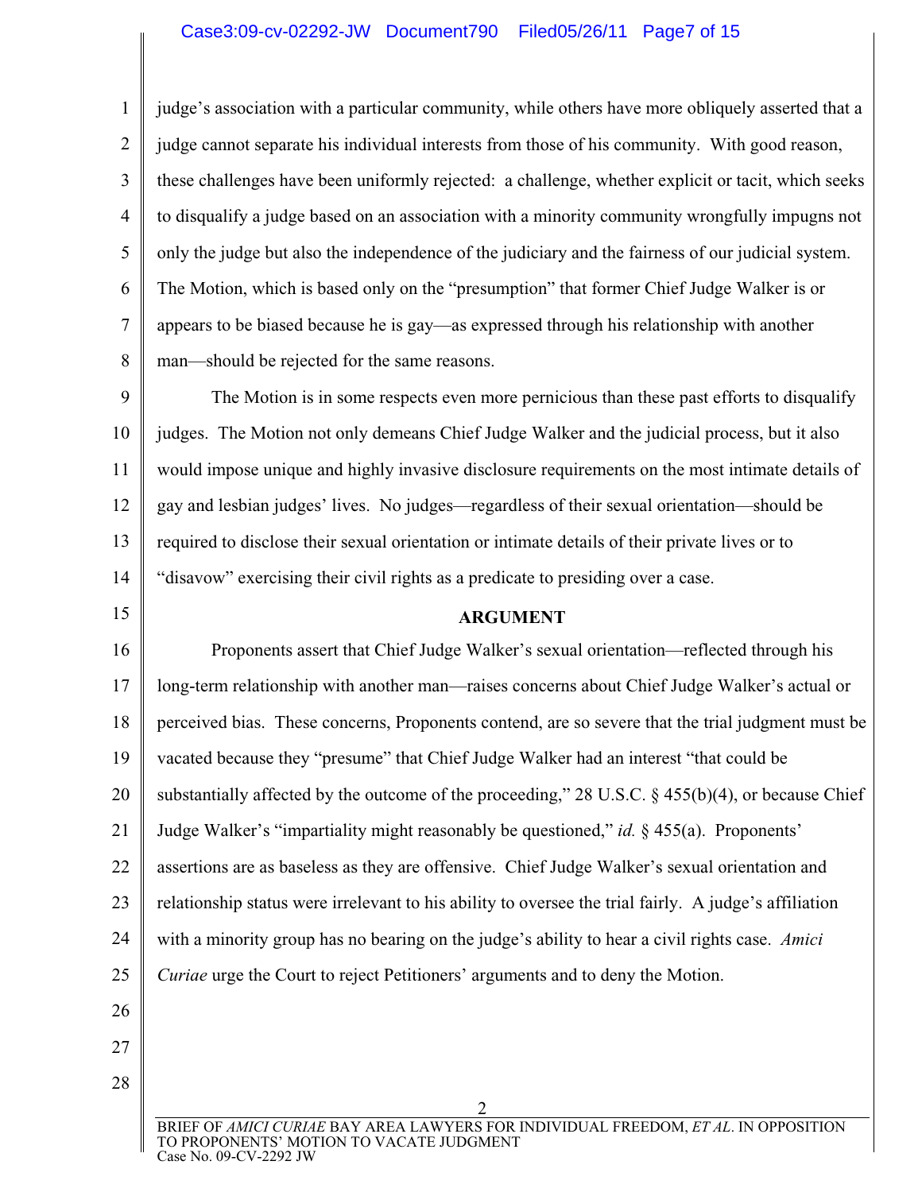judge's association with a particular community, while others have more obliquely asserted that a judge cannot separate his individual interests from those of his community. With good reason, these challenges have been uniformly rejected: a challenge, whether explicit or tacit, which seeks to disqualify a judge based on an association with a minority community wrongfully impugns not only the judge but also the independence of the judiciary and the fairness of our judicial system. The Motion, which is based only on the "presumption" that former Chief Judge Walker is or appears to be biased because he is gay—as expressed through his relationship with another man—should be rejected for the same reasons.

The Motion is in some respects even more pernicious than these past efforts to disqualify judges. The Motion not only demeans Chief Judge Walker and the judicial process, but it also would impose unique and highly invasive disclosure requirements on the most intimate details of gay and lesbian judges' lives. No judges—regardless of their sexual orientation—should be required to disclose their sexual orientation or intimate details of their private lives or to "disavow" exercising their civil rights as a predicate to presiding over a case.

## ARGUMENT

Proponents assert that Chief Judge Walker's sexual orientation—reflected through his long-term relationship with another man—raises concerns about Chief Judge Walker's actual or perceived bias. These concerns, Proponents contend, are so severe that the trial judgment must be vacated because they "presume" that Chief Judge Walker had an interest "that could be substantially affected by the outcome of the proceeding," 28 U.S.C. § 455(b)(4), or because Chief Judge Walker's "impartiality might reasonably be questioned," *id.* § 455(a). Proponents' assertions are as baseless as they are offensive. Chief Judge Walker's sexual orientation and relationship status were irrelevant to his ability to oversee the trial fairly. A judge's affiliation with a minority group has no bearing on the judge's ability to hear a civil rights case. *Amici Curiae* urge the Court to reject Petitioners' arguments and to deny the Motion.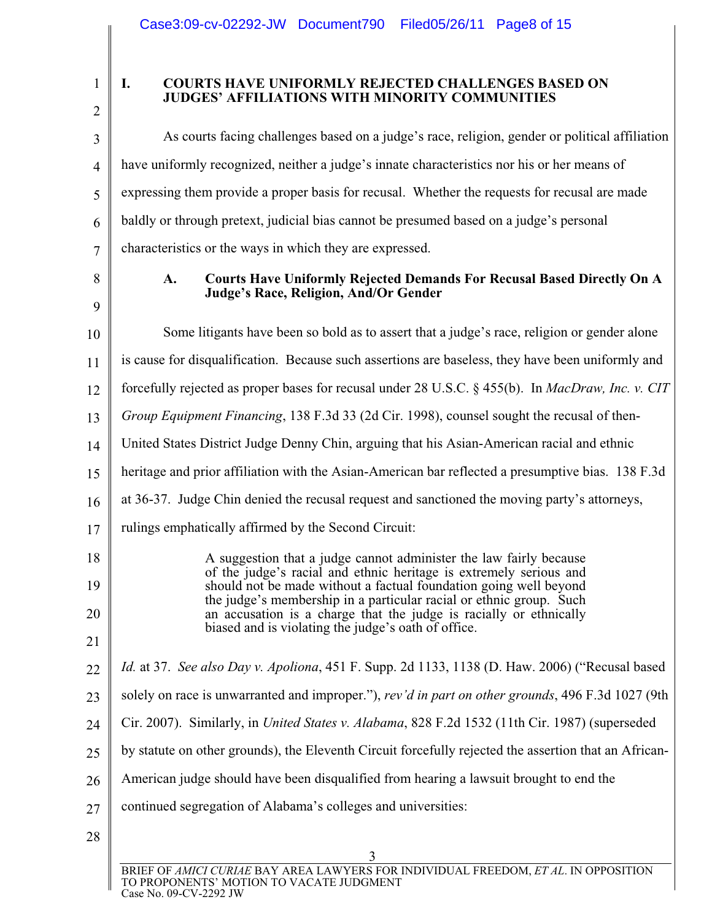# I. COURTS HAVE UNIFORMLY REJECTED CHALLENGES BASED ON JUDGES' AFFILIATIONS WITH MINORITY COMMUNITIES

As courts facing challenges based on a judge's race, religion, gender or political affiliation have uniformly recognized, neither a judge's innate characteristics nor his or her means of expressing them provide a proper basis for recusal. Whether the requests for recusal are made baldly or through pretext, judicial bias cannot be presumed based on a judge's personal characteristics or the ways in which they are expressed.

## A. Courts Have Uniformly Rejected Demands For Recusal Based Directly On A Judge's Race, Religion, And/Or Gender

Some litigants have been so bold as to assert that a judge's race, religion or gender alone is cause for disqualification. Because such assertions are baseless, they have been uniformly and forcefully rejected as proper bases for recusal under 28 U.S.C. § 455(b). In *MacDraw, Inc. v. CIT Group Equipment Financing*, 138 F.3d 33 (2d Cir. 1998), counsel sought the recusal of then-United States District Judge Denny Chin, arguing that his Asian-American racial and ethnic heritage and prior affiliation with the Asian-American bar reflected a presumptive bias. 138 F.3d at 36-37. Judge Chin denied the recusal request and sanctioned the moving party's attorneys, rulings emphatically affirmed by the Second Circuit:

> A suggestion that a judge cannot administer the law fairly because of the judge's racial and ethnic heritage is extremely serious and should not be made without a factual foundation going well beyond the judge's membership in a particular racial or ethnic group. Such an accusation is a charge that the judge is racially or ethnically biased and is violating the judge's oath of office.

*Id.* at 37. *See also Day v. Apoliona*, 451 F. Supp. 2d 1133, 1138 (D. Haw. 2006) ("Recusal based solely on race is unwarranted and improper."), *rev'd in part on other grounds*, 496 F.3d 1027 (9th Cir. 2007). Similarly, in *United States v. Alabama*, 828 F.2d 1532 (11th Cir. 1987) (superseded by statute on other grounds), the Eleventh Circuit forcefully rejected the assertion that an African-American judge should have been disqualified from hearing a lawsuit brought to end the continued segregation of Alabama's colleges and universities: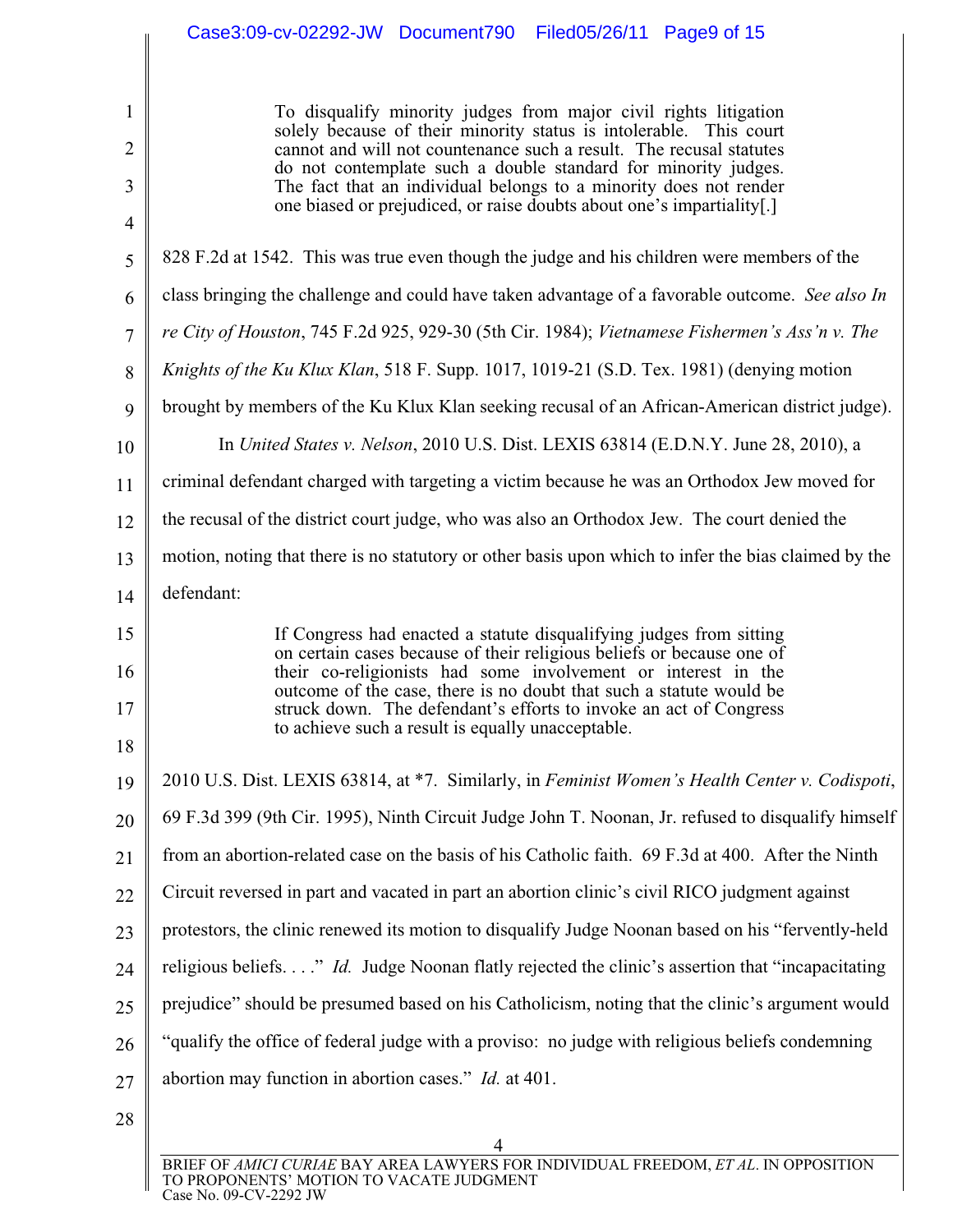> To disqualify minority judges from major civil rights litigation solely because of their minority status is intolerable. This court cannot and will not countenance such a result. The recusal statutes do not contemplate such a double standard for minority judges. The fact that an individual belongs to a minority does not render one biased or prejudiced, or raise doubts about one's impartiality[.]

828 F.2d at 1542. This was true even though the judge and his children were members of the class bringing the challenge and could have taken advantage of a favorable outcome. *See also In re City of Houston*, 745 F.2d 925, 929-30 (5th Cir. 1984); *Vietnamese Fishermen's Ass'n v. The Knights of the Ku Klux Klan*, 518 F. Supp. 1017, 1019-21 (S.D. Tex. 1981) (denying motion brought by members of the Ku Klux Klan seeking recusal of an African-American district judge).

In *United States v. Nelson*, 2010 U.S. Dist. LEXIS 63814 (E.D.N.Y. June 28, 2010), a criminal defendant charged with targeting a victim because he was an Orthodox Jew moved for the recusal of the district court judge, who was also an Orthodox Jew. The court denied the motion, noting that there is no statutory or other basis upon which to infer the bias claimed by the defendant:

> If Congress had enacted a statute disqualifying judges from sitting on certain cases because of their religious beliefs or because one of their co-religionists had some involvement or interest in the outcome of the case, there is no doubt that such a statute would be struck down. The defendant's efforts to invoke an act of Congress to achieve such a result is equally unacceptable.

2010 U.S. Dist. LEXIS 63814, at *7. Similarly, in *Feminist Women's Health Center v. Codispoti*, 69 F.3d 399 (9th Cir. 1995), Ninth Circuit Judge John T. Noonan, Jr. refused to disqualify himself from an abortion-related case on the basis of his Catholic faith. 69 F.3d at 400. After the Ninth Circuit reversed in part and vacated in part an abortion clinic's civil RICO judgment against protestors, the clinic renewed its motion to disqualify Judge Noonan based on his "fervently-held religious beliefs. . . ." *Id.* Judge Noonan flatly rejected the clinic's assertion that "incapacitating prejudice" should be presumed based on his Catholicism, noting that the clinic's argument would "qualify the office of federal judge with a proviso: no judge with religious beliefs condemning abortion may function in abortion cases." *Id.* at 401.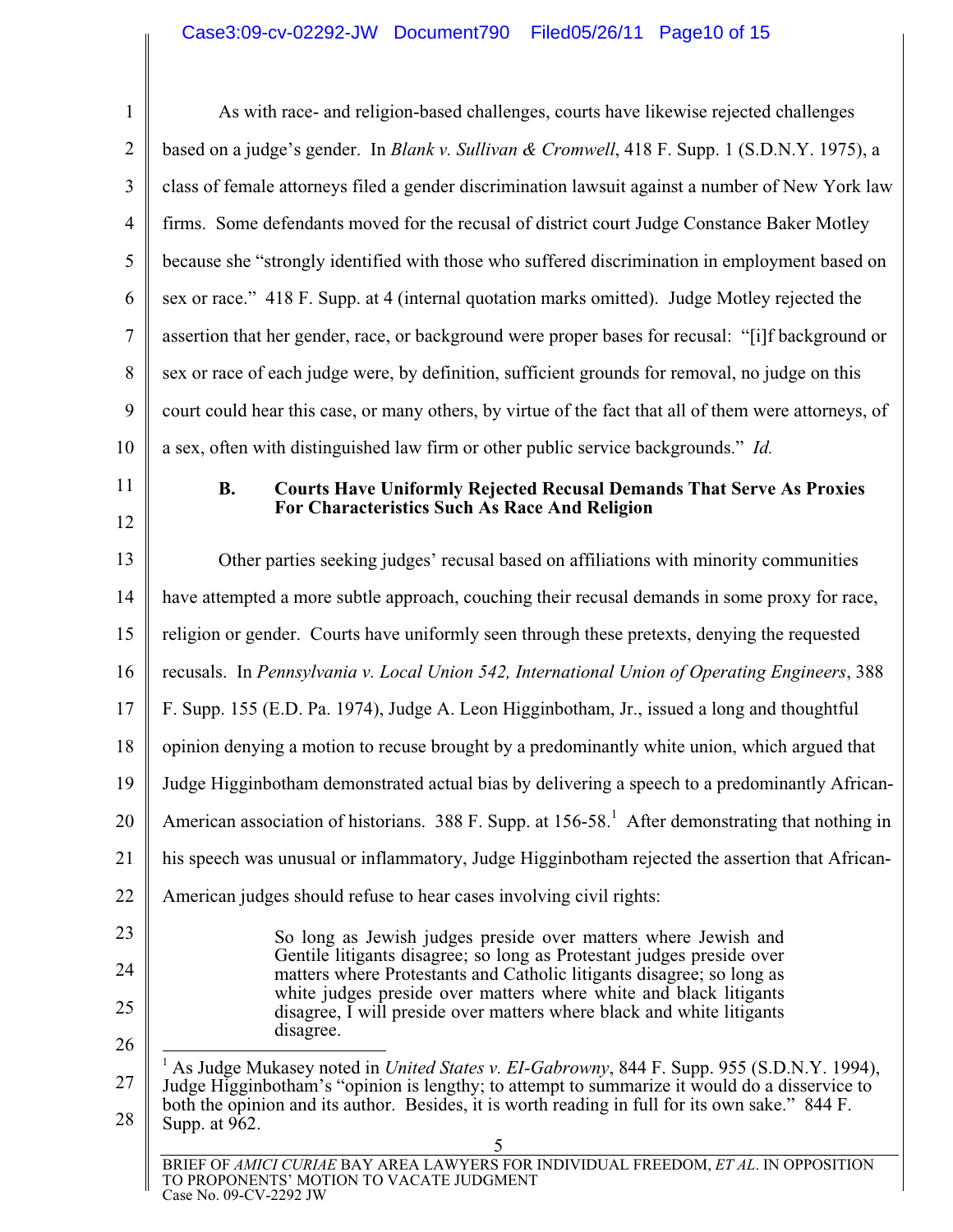As with race- and religion-based challenges, courts have likewise rejected challenges based on a judge's gender. In *Blank v. Sullivan & Cromwell*, 418 F. Supp. 1 (S.D.N.Y. 1975), a class of female attorneys filed a gender discrimination lawsuit against a number of New York law firms. Some defendants moved for the recusal of district court Judge Constance Baker Motley because she "strongly identified with those who suffered discrimination in employment based on sex or race." 418 F. Supp. at 4 (internal quotation marks omitted). Judge Motley rejected the assertion that her gender, race, or background were proper bases for recusal: "[i]f background or sex or race of each judge were, by definition, sufficient grounds for removal, no judge on this court could hear this case, or many others, by virtue of the fact that all of them were attorneys, of a sex, often with distinguished law firm or other public service backgrounds." *Id.*

### B. Courts Have Uniformly Rejected Recusal Demands That Serve As Proxies For Characteristics Such As Race And Religion

Other parties seeking judges' recusal based on affiliations with minority communities have attempted a more subtle approach, couching their recusal demands in some proxy for race, religion or gender. Courts have uniformly seen through these pretexts, denying the requested recusals. In *Pennsylvania v. Local Union 542, International Union of Operating Engineers*, 388 F. Supp. 155 (E.D. Pa. 1974), Judge A. Leon Higginbotham, Jr., issued a long and thoughtful opinion denying a motion to recuse brought by a predominantly white union, which argued that Judge Higginbotham demonstrated actual bias by delivering a speech to a predominantly African-American association of historians. 388 F. Supp. at 156-58.[1] After demonstrating that nothing in his speech was unusual or inflammatory, Judge Higginbotham rejected the assertion that African-American judges should refuse to hear cases involving civil rights:

> So long as Jewish judges preside over matters where Jewish and Gentile litigants disagree; so long as Protestant judges preside over matters where Protestants and Catholic litigants disagree; so long as white judges preside over matters where white and black litigants disagree, I will preside over matters where black and white litigants disagree.

---

[1] As Judge Mukasey noted in *United States v. EI-Gabrowny*, 844 F. Supp. 955 (S.D.N.Y. 1994), Judge Higginbotham's "opinion is lengthy; to attempt to summarize it would do a disservice to both the opinion and its author. Besides, it is worth reading in full for its own sake." 844 F. Supp. at 962.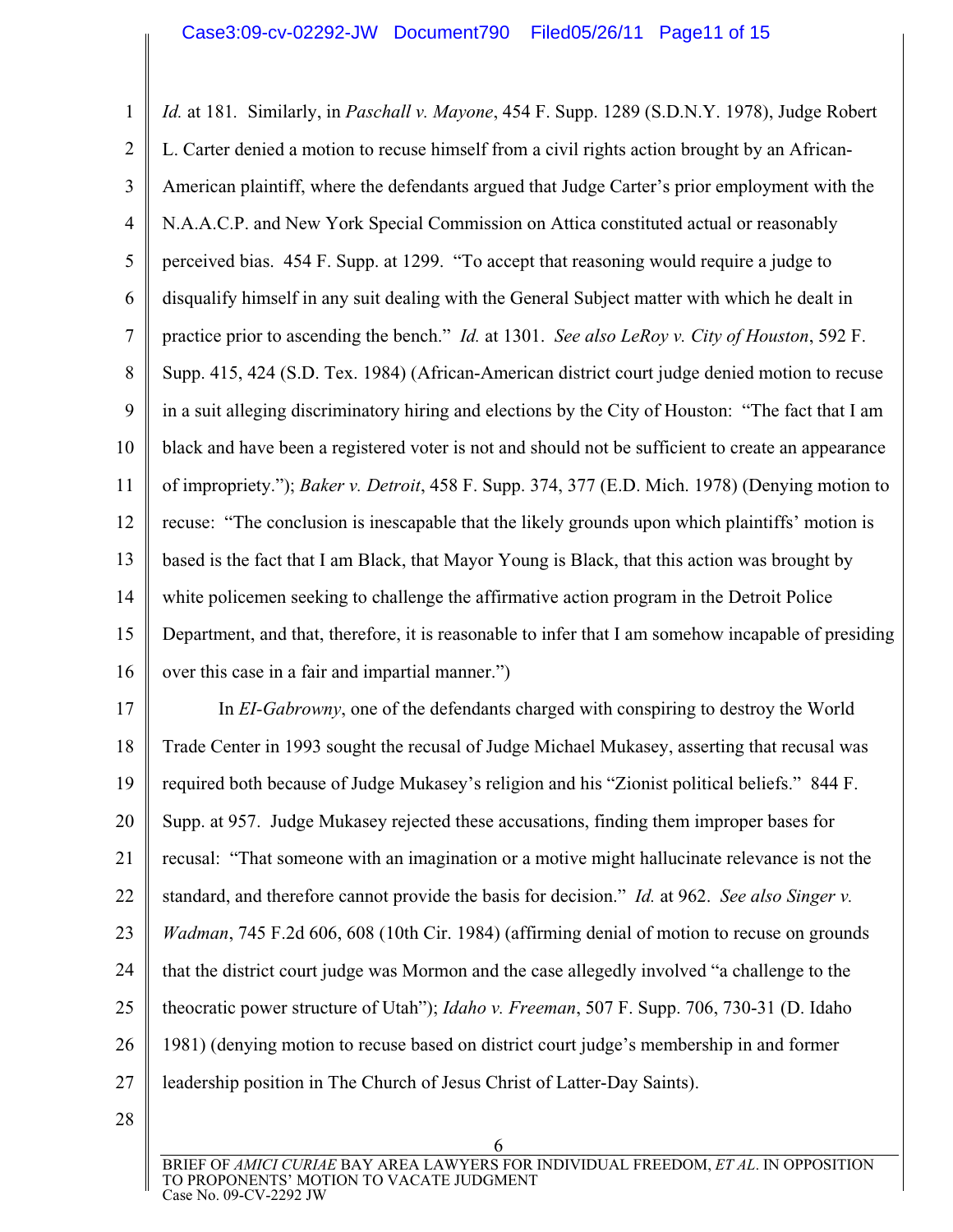*Id.* at 181. Similarly, in *Paschall v. Mayone*, 454 F. Supp. 1289 (S.D.N.Y. 1978), Judge Robert L. Carter denied a motion to recuse himself from a civil rights action brought by an African-American plaintiff, where the defendants argued that Judge Carter's prior employment with the N.A.A.C.P. and New York Special Commission on Attica constituted actual or reasonably perceived bias. 454 F. Supp. at 1299. "To accept that reasoning would require a judge to disqualify himself in any suit dealing with the General Subject matter with which he dealt in practice prior to ascending the bench." *Id.* at 1301. *See also LeRoy v. City of Houston*, 592 F. Supp. 415, 424 (S.D. Tex. 1984) (African-American district court judge denied motion to recuse in a suit alleging discriminatory hiring and elections by the City of Houston: "The fact that I am black and have been a registered voter is not and should not be sufficient to create an appearance of impropriety."); *Baker v. Detroit*, 458 F. Supp. 374, 377 (E.D. Mich. 1978) (Denying motion to recuse: "The conclusion is inescapable that the likely grounds upon which plaintiffs' motion is based is the fact that I am Black, that Mayor Young is Black, that this action was brought by white policemen seeking to challenge the affirmative action program in the Detroit Police Department, and that, therefore, it is reasonable to infer that I am somehow incapable of presiding over this case in a fair and impartial manner.")

In *EI-Gabrowny*, one of the defendants charged with conspiring to destroy the World Trade Center in 1993 sought the recusal of Judge Michael Mukasey, asserting that recusal was required both because of Judge Mukasey's religion and his "Zionist political beliefs." 844 F. Supp. at 957. Judge Mukasey rejected these accusations, finding them improper bases for recusal: "That someone with an imagination or a motive might hallucinate relevance is not the standard, and therefore cannot provide the basis for decision." *Id.* at 962. *See also Singer v. Wadman*, 745 F.2d 606, 608 (10th Cir. 1984) (affirming denial of motion to recuse on grounds that the district court judge was Mormon and the case allegedly involved "a challenge to the theocratic power structure of Utah"); *Idaho v. Freeman*, 507 F. Supp. 706, 730-31 (D. Idaho 1981) (denying motion to recuse based on district court judge's membership in and former leadership position in The Church of Jesus Christ of Latter-Day Saints).

BRIEF OF *AMICI CURIAE* BAY AREA LAWYERS FOR INDIVIDUAL FREEDOM, *ET AL*. IN OPPOSITION TO PROPONENTS' MOTION TO VACATE JUDGMENT
Case No. 09-CV-2292 JW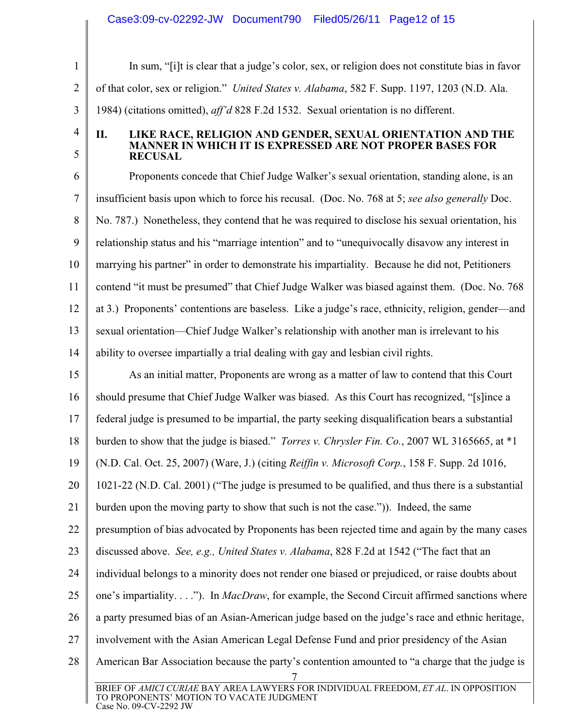In sum, "[i]t is clear that a judge's color, sex, or religion does not constitute bias in favor of that color, sex or religion." *United States v. Alabama*, 582 F. Supp. 1197, 1203 (N.D. Ala. 1984) (citations omitted), *aff'd* 828 F.2d 1532. Sexual orientation is no different.

## II. LIKE RACE, RELIGION AND GENDER, SEXUAL ORIENTATION AND THE MANNER IN WHICH IT IS EXPRESSED ARE NOT PROPER BASES FOR RECUSAL

Proponents concede that Chief Judge Walker's sexual orientation, standing alone, is an insufficient basis upon which to force his recusal. (Doc. No. 768 at 5; *see also generally* Doc. No. 787.) Nonetheless, they contend that he was required to disclose his sexual orientation, his relationship status and his "marriage intention" and to "unequivocally disavow any interest in marrying his partner" in order to demonstrate his impartiality. Because he did not, Petitioners contend "it must be presumed" that Chief Judge Walker was biased against them. (Doc. No. 768 at 3.) Proponents' contentions are baseless. Like a judge's race, ethnicity, religion, gender—and sexual orientation—Chief Judge Walker's relationship with another man is irrelevant to his ability to oversee impartially a trial dealing with gay and lesbian civil rights.

As an initial matter, Proponents are wrong as a matter of law to contend that this Court should presume that Chief Judge Walker was biased. As this Court has recognized, "[s]ince a federal judge is presumed to be impartial, the party seeking disqualification bears a substantial burden to show that the judge is biased." *Torres v. Chrysler Fin. Co.*, 2007 WL 3165665, at *1 (N.D. Cal. Oct. 25, 2007) (Ware, J.) (citing *Reiffin v. Microsoft Corp.*, 158 F. Supp. 2d 1016, 1021-22 (N.D. Cal. 2001) ("The judge is presumed to be qualified, and thus there is a substantial burden upon the moving party to show that such is not the case.")). Indeed, the same presumption of bias advocated by Proponents has been rejected time and again by the many cases discussed above. *See, e.g., United States v. Alabama*, 828 F.2d at 1542 ("The fact that an individual belongs to a minority does not render one biased or prejudiced, or raise doubts about one's impartiality. . . ."). In *MacDraw*, for example, the Second Circuit affirmed sanctions where a party presumed bias of an Asian-American judge based on the judge's race and ethnic heritage, involvement with the Asian American Legal Defense Fund and prior presidency of the Asian American Bar Association because the party's contention amounted to "a charge that the judge is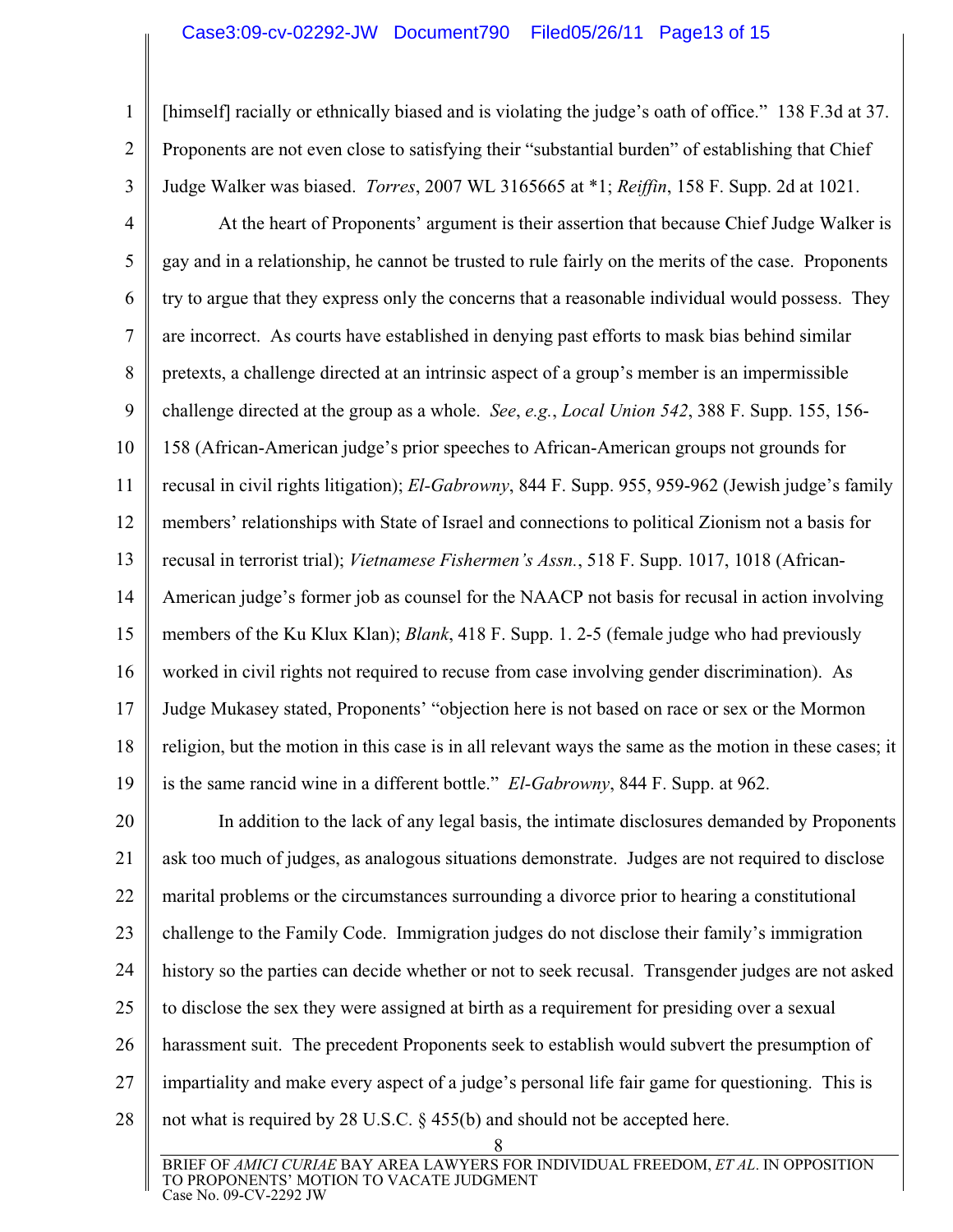[himself] racially or ethnically biased and is violating the judge's oath of office." 138 F.3d at 37. Proponents are not even close to satisfying their "substantial burden" of establishing that Chief Judge Walker was biased. *Torres*, 2007 WL 3165665 at *1; *Reiffin*, 158 F. Supp. 2d at 1021.

At the heart of Proponents' argument is their assertion that because Chief Judge Walker is gay and in a relationship, he cannot be trusted to rule fairly on the merits of the case. Proponents try to argue that they express only the concerns that a reasonable individual would possess. They are incorrect. As courts have established in denying past efforts to mask bias behind similar pretexts, a challenge directed at an intrinsic aspect of a group's member is an impermissible challenge directed at the group as a whole. *See*, *e.g.*, *Local Union 542*, 388 F. Supp. 155, 156-158 (African-American judge's prior speeches to African-American groups not grounds for recusal in civil rights litigation); *El-Gabrowny*, 844 F. Supp. 955, 959-962 (Jewish judge's family members' relationships with State of Israel and connections to political Zionism not a basis for recusal in terrorist trial); *Vietnamese Fishermen's Assn.*, 518 F. Supp. 1017, 1018 (African-American judge's former job as counsel for the NAACP not basis for recusal in action involving members of the Ku Klux Klan); *Blank*, 418 F. Supp. 1. 2-5 (female judge who had previously worked in civil rights not required to recuse from case involving gender discrimination). As Judge Mukasey stated, Proponents' "objection here is not based on race or sex or the Mormon religion, but the motion in this case is in all relevant ways the same as the motion in these cases; it is the same rancid wine in a different bottle." *El-Gabrowny*, 844 F. Supp. at 962.

In addition to the lack of any legal basis, the intimate disclosures demanded by Proponents ask too much of judges, as analogous situations demonstrate. Judges are not required to disclose marital problems or the circumstances surrounding a divorce prior to hearing a constitutional challenge to the Family Code. Immigration judges do not disclose their family's immigration history so the parties can decide whether or not to seek recusal. Transgender judges are not asked to disclose the sex they were assigned at birth as a requirement for presiding over a sexual harassment suit. The precedent Proponents seek to establish would subvert the presumption of impartiality and make every aspect of a judge's personal life fair game for questioning. This is not what is required by 28 U.S.C. § 455(b) and should not be accepted here.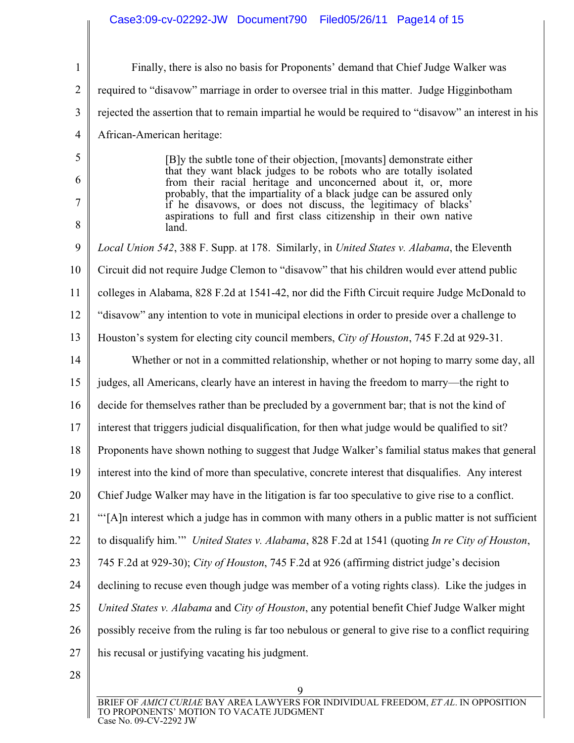Finally, there is also no basis for Proponents' demand that Chief Judge Walker was required to "disavow" marriage in order to oversee trial in this matter. Judge Higginbotham rejected the assertion that to remain impartial he would be required to "disavow" an interest in his African-American heritage:

> [B]y the subtle tone of their objection, [movants] demonstrate either that they want black judges to be robots who are totally isolated from their racial heritage and unconcerned about it, or, more probably, that the impartiality of a black judge can be assured only if he disavows, or does not discuss, the legitimacy of blacks' aspirations to full and first class citizenship in their own native land.

*Local Union 542*, 388 F. Supp. at 178. Similarly, in *United States v. Alabama*, the Eleventh Circuit did not require Judge Clemon to "disavow" that his children would ever attend public colleges in Alabama, 828 F.2d at 1541-42, nor did the Fifth Circuit require Judge McDonald to "disavow" any intention to vote in municipal elections in order to preside over a challenge to Houston's system for electing city council members, *City of Houston*, 745 F.2d at 929-31.

Whether or not in a committed relationship, whether or not hoping to marry some day, all judges, all Americans, clearly have an interest in having the freedom to marry—the right to decide for themselves rather than be precluded by a government bar; that is not the kind of interest that triggers judicial disqualification, for then what judge would be qualified to sit? Proponents have shown nothing to suggest that Judge Walker's familial status makes that general interest into the kind of more than speculative, concrete interest that disqualifies. Any interest Chief Judge Walker may have in the litigation is far too speculative to give rise to a conflict. "'[A]n interest which a judge has in common with many others in a public matter is not sufficient to disqualify him.'" *United States v. Alabama*, 828 F.2d at 1541 (quoting *In re City of Houston*, 745 F.2d at 929-30); *City of Houston*, 745 F.2d at 926 (affirming district judge's decision declining to recuse even though judge was member of a voting rights class). Like the judges in *United States v. Alabama* and *City of Houston*, any potential benefit Chief Judge Walker might possibly receive from the ruling is far too nebulous or general to give rise to a conflict requiring his recusal or justifying vacating his judgment.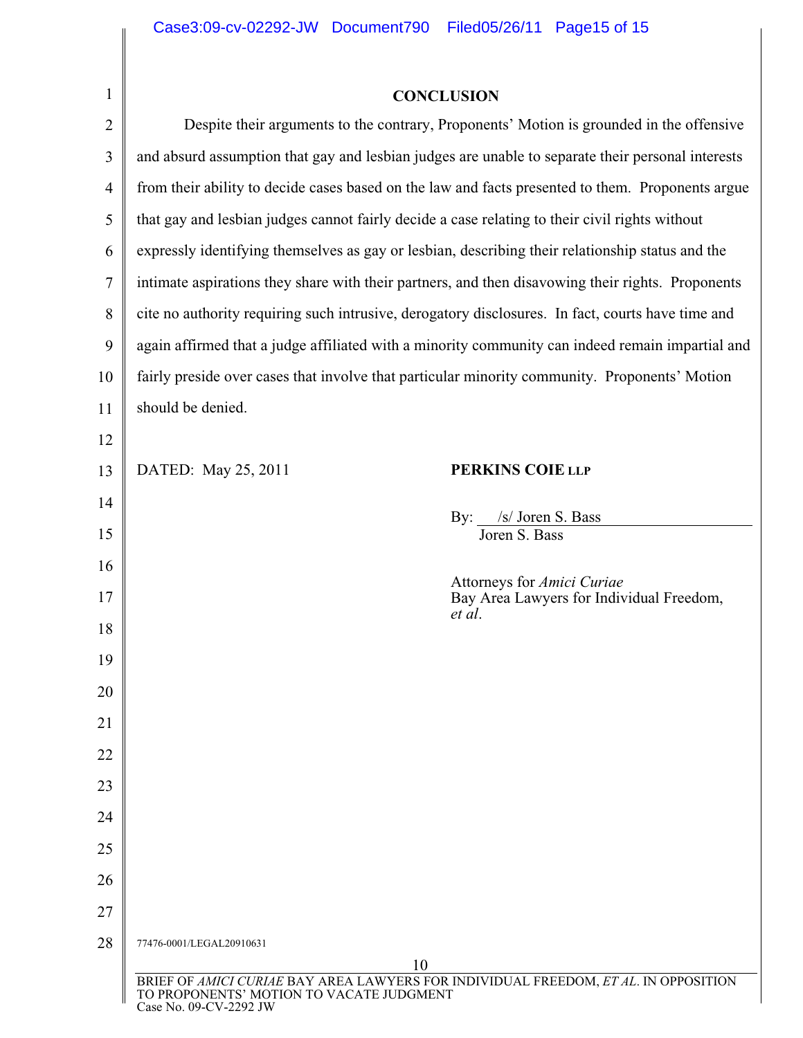## CONCLUSION

Despite their arguments to the contrary, Proponents' Motion is grounded in the offensive and absurd assumption that gay and lesbian judges are unable to separate their personal interests from their ability to decide cases based on the law and facts presented to them. Proponents argue that gay and lesbian judges cannot fairly decide a case relating to their civil rights without expressly identifying themselves as gay or lesbian, describing their relationship status and the intimate aspirations they share with their partners, and then disavowing their rights. Proponents cite no authority requiring such intrusive, derogatory disclosures. In fact, courts have time and again affirmed that a judge affiliated with a minority community can indeed remain impartial and fairly preside over cases that involve that particular minority community. Proponents' Motion should be denied.

DATED: May 25, 2011

**PERKINS COIE LLP**

By: /s/ Joren S. Bass
Joren S. Bass

Attorneys for *Amici Curiae*
Bay Area Lawyers for Individual Freedom, *et al*.

77476-0001/LEGAL20910631

BRIEF OF *AMICI CURIAE* BAY AREA LAWYERS FOR INDIVIDUAL FREEDOM, *ET AL*. IN OPPOSITION TO PROPONENTS' MOTION TO VACATE JUDGMENT
Case No. 09-CV-2292 JW